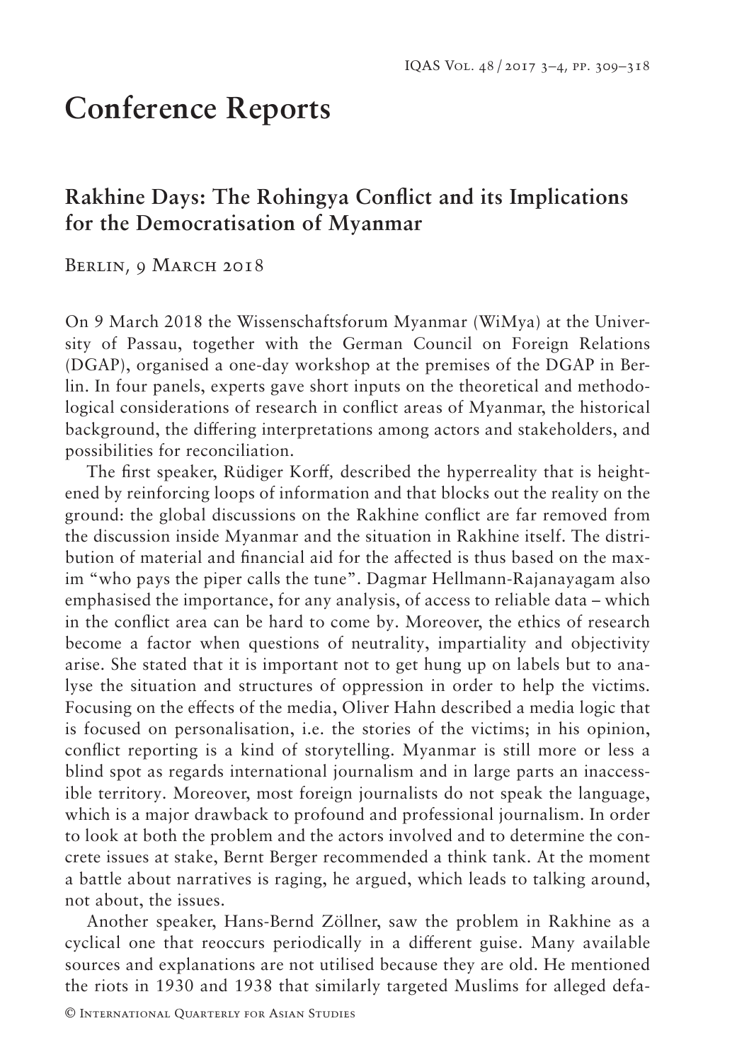# Conference Reports

## Rakhine Days: The Rohingya Conflict and its Implications for the Democratisation of Myanmar

Berlin, 9 March 2018

On 9 March 2018 the Wissenschaftsforum Myanmar (WiMya) at the University of Passau, together with the German Council on Foreign Relations (DGAP), organised a one-day workshop at the premises of the DGAP in Berlin. In four panels, experts gave short inputs on the theoretical and methodological considerations of research in conflict areas of Myanmar, the historical background, the differing interpretations among actors and stakeholders, and possibilities for reconciliation.

The first speaker, Rüdiger Korff, described the hyperreality that is heightened by reinforcing loops of information and that blocks out the reality on the ground: the global discussions on the Rakhine conflict are far removed from the discussion inside Myanmar and the situation in Rakhine itself. The distribution of material and financial aid for the affected is thus based on the maxim "who pays the piper calls the tune". Dagmar Hellmann-Rajanayagam also emphasised the importance, for any analysis, of access to reliable data – which in the conflict area can be hard to come by. Moreover, the ethics of research become a factor when questions of neutrality, impartiality and objectivity arise. She stated that it is important not to get hung up on labels but to analyse the situation and structures of oppression in order to help the victims. Focusing on the effects of the media, Oliver Hahn described a media logic that is focused on personalisation, i.e. the stories of the victims; in his opinion, conflict reporting is a kind of storytelling. Myanmar is still more or less a blind spot as regards international journalism and in large parts an inaccessible territory. Moreover, most foreign journalists do not speak the language, which is a major drawback to profound and professional journalism. In order to look at both the problem and the actors involved and to determine the concrete issues at stake, Bernt Berger recommended a think tank. At the moment a battle about narratives is raging, he argued, which leads to talking around, not about, the issues.

Another speaker, Hans-Bernd Zöllner, saw the problem in Rakhine as a cyclical one that reoccurs periodically in a different guise. Many available sources and explanations are not utilised because they are old. He mentioned the riots in 1930 and 1938 that similarly targeted Muslims for alleged defa-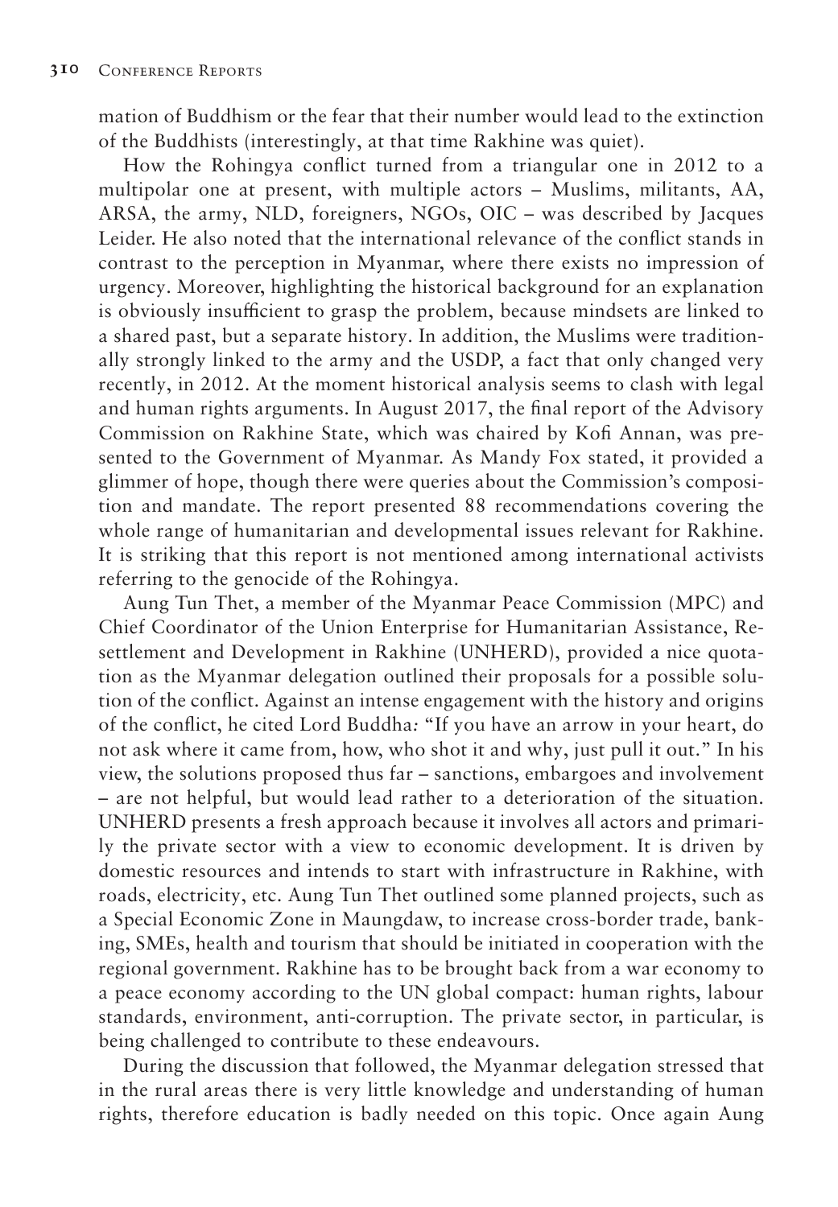mation of Buddhism or the fear that their number would lead to the extinction of the Buddhists (interestingly, at that time Rakhine was quiet).

How the Rohingya conflict turned from a triangular one in 2012 to a multipolar one at present, with multiple actors – Muslims, militants, AA, ARSA, the army, NLD, foreigners, NGOs, OIC – was described by Jacques Leider. He also noted that the international relevance of the conflict stands in contrast to the perception in Myanmar, where there exists no impression of urgency. Moreover, highlighting the historical background for an explanation is obviously insufficient to grasp the problem, because mindsets are linked to a shared past, but a separate history. In addition, the Muslims were traditionally strongly linked to the army and the USDP, a fact that only changed very recently, in 2012. At the moment historical analysis seems to clash with legal and human rights arguments. In August 2017, the final report of the Advisory Commission on Rakhine State, which was chaired by Kofi Annan, was presented to the Government of Myanmar. As Mandy Fox stated, it provided a glimmer of hope, though there were queries about the Commission's composition and mandate. The report presented 88 recommendations covering the whole range of humanitarian and developmental issues relevant for Rakhine. It is striking that this report is not mentioned among international activists referring to the genocide of the Rohingya.

Aung Tun Thet, a member of the Myanmar Peace Commission (MPC) and Chief Coordinator of the Union Enterprise for Humanitarian Assistance, Resettlement and Development in Rakhine (UNHERD), provided a nice quotation as the Myanmar delegation outlined their proposals for a possible solution of the conflict. Against an intense engagement with the history and origins of the conflict, he cited Lord Buddha: "If you have an arrow in your heart, do not ask where it came from, how, who shot it and why, just pull it out." In his view, the solutions proposed thus far – sanctions, embargoes and involvement – are not helpful, but would lead rather to a deterioration of the situation. UNHERD presents a fresh approach because it involves all actors and primarily the private sector with a view to economic development. It is driven by domestic resources and intends to start with infrastructure in Rakhine, with roads, electricity, etc. Aung Tun Thet outlined some planned projects, such as a Special Economic Zone in Maungdaw, to increase cross-border trade, banking, SMEs, health and tourism that should be initiated in cooperation with the regional government. Rakhine has to be brought back from a war economy to a peace economy according to the UN global compact: human rights, labour standards, environment, anti-corruption. The private sector, in particular, is being challenged to contribute to these endeavours.

During the discussion that followed, the Myanmar delegation stressed that in the rural areas there is very little knowledge and understanding of human rights, therefore education is badly needed on this topic. Once again Aung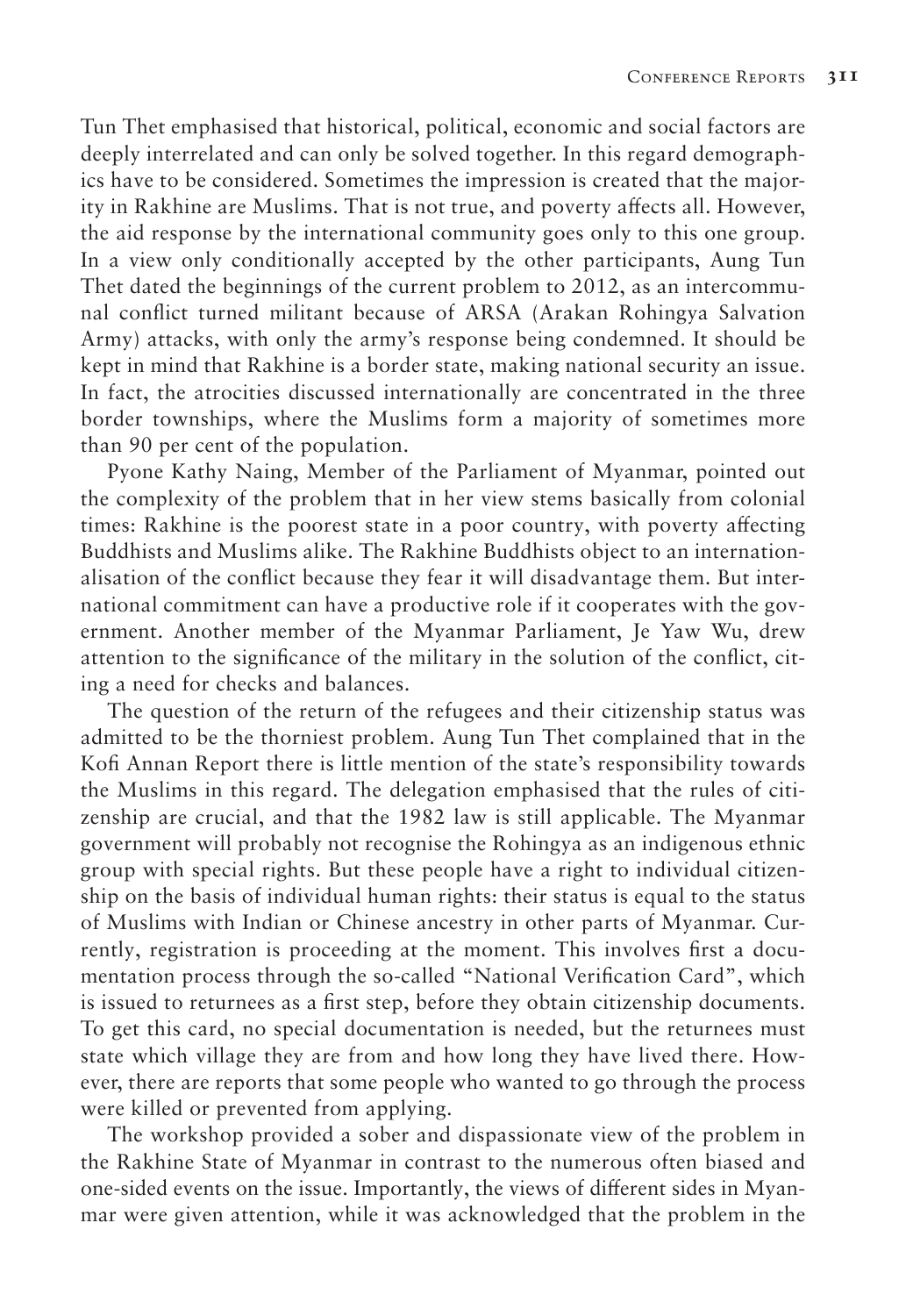Tun Thet emphasised that historical, political, economic and social factors are deeply interrelated and can only be solved together. In this regard demographics have to be considered. Sometimes the impression is created that the majority in Rakhine are Muslims. That is not true, and poverty affects all. However, the aid response by the international community goes only to this one group. In a view only conditionally accepted by the other participants, Aung Tun Thet dated the beginnings of the current problem to 2012, as an intercommunal conflict turned militant because of ARSA (Arakan Rohingya Salvation Army) attacks, with only the army's response being condemned. It should be kept in mind that Rakhine is a border state, making national security an issue. In fact, the atrocities discussed internationally are concentrated in the three border townships, where the Muslims form a majority of sometimes more than 90 per cent of the population.

Pyone Kathy Naing, Member of the Parliament of Myanmar, pointed out the complexity of the problem that in her view stems basically from colonial times: Rakhine is the poorest state in a poor country, with poverty affecting Buddhists and Muslims alike. The Rakhine Buddhists object to an internationalisation of the conflict because they fear it will disadvantage them. But international commitment can have a productive role if it cooperates with the government. Another member of the Myanmar Parliament, Je Yaw Wu, drew attention to the significance of the military in the solution of the conflict, citing a need for checks and balances.

The question of the return of the refugees and their citizenship status was admitted to be the thorniest problem. Aung Tun Thet complained that in the Kofi Annan Report there is little mention of the state's responsibility towards the Muslims in this regard. The delegation emphasised that the rules of citizenship are crucial, and that the 1982 law is still applicable. The Myanmar government will probably not recognise the Rohingya as an indigenous ethnic group with special rights. But these people have a right to individual citizenship on the basis of individual human rights: their status is equal to the status of Muslims with Indian or Chinese ancestry in other parts of Myanmar. Currently, registration is proceeding at the moment. This involves first a documentation process through the so-called "National Verification Card", which is issued to returnees as a first step, before they obtain citizenship documents. To get this card, no special documentation is needed, but the returnees must state which village they are from and how long they have lived there. However, there are reports that some people who wanted to go through the process were killed or prevented from applying.

The workshop provided a sober and dispassionate view of the problem in the Rakhine State of Myanmar in contrast to the numerous often biased and one-sided events on the issue. Importantly, the views of different sides in Myanmar were given attention, while it was acknowledged that the problem in the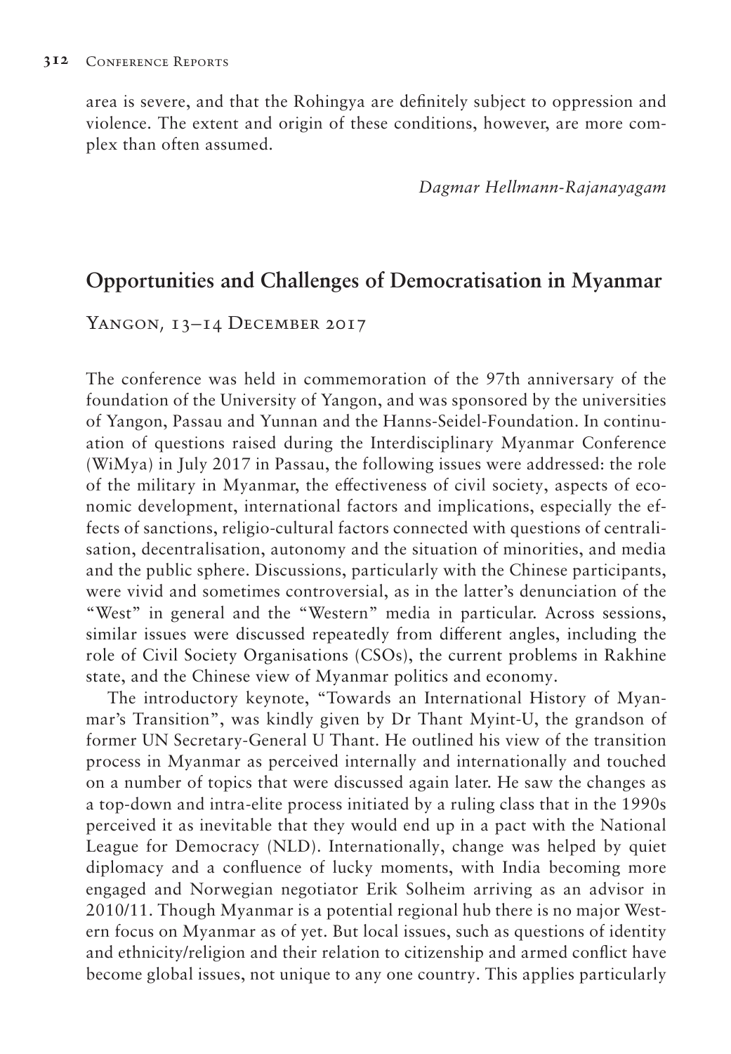area is severe, and that the Rohingya are definitely subject to oppression and violence. The extent and origin of these conditions, however, are more complex than often assumed.

*Dagmar Hellmann-Rajanayagam*

## Opportunities and Challenges of Democratisation in Myanmar

Yangon, 13–14 December 2017

The conference was held in commemoration of the 97th anniversary of the foundation of the University of Yangon, and was sponsored by the universities of Yangon, Passau and Yunnan and the Hanns-Seidel-Foundation. In continuation of questions raised during the Interdisciplinary Myanmar Conference (WiMya) in July 2017 in Passau, the following issues were addressed: the role of the military in Myanmar, the effectiveness of civil society, aspects of economic development, international factors and implications, especially the effects of sanctions, religio-cultural factors connected with questions of centralisation, decentralisation, autonomy and the situation of minorities, and media and the public sphere. Discussions, particularly with the Chinese participants, were vivid and sometimes controversial, as in the latter's denunciation of the "West" in general and the "Western" media in particular. Across sessions, similar issues were discussed repeatedly from different angles, including the role of Civil Society Organisations (CSOs), the current problems in Rakhine state, and the Chinese view of Myanmar politics and economy.

The introductory keynote, "Towards an International History of Myanmar's Transition", was kindly given by Dr Thant Myint-U, the grandson of former UN Secretary-General U Thant. He outlined his view of the transition process in Myanmar as perceived internally and internationally and touched on a number of topics that were discussed again later. He saw the changes as a top-down and intra-elite process initiated by a ruling class that in the 1990s perceived it as inevitable that they would end up in a pact with the National League for Democracy (NLD). Internationally, change was helped by quiet diplomacy and a confluence of lucky moments, with India becoming more engaged and Norwegian negotiator Erik Solheim arriving as an advisor in 2010/11. Though Myanmar is a potential regional hub there is no major Western focus on Myanmar as of yet. But local issues, such as questions of identity and ethnicity/religion and their relation to citizenship and armed conflict have become global issues, not unique to any one country. This applies particularly